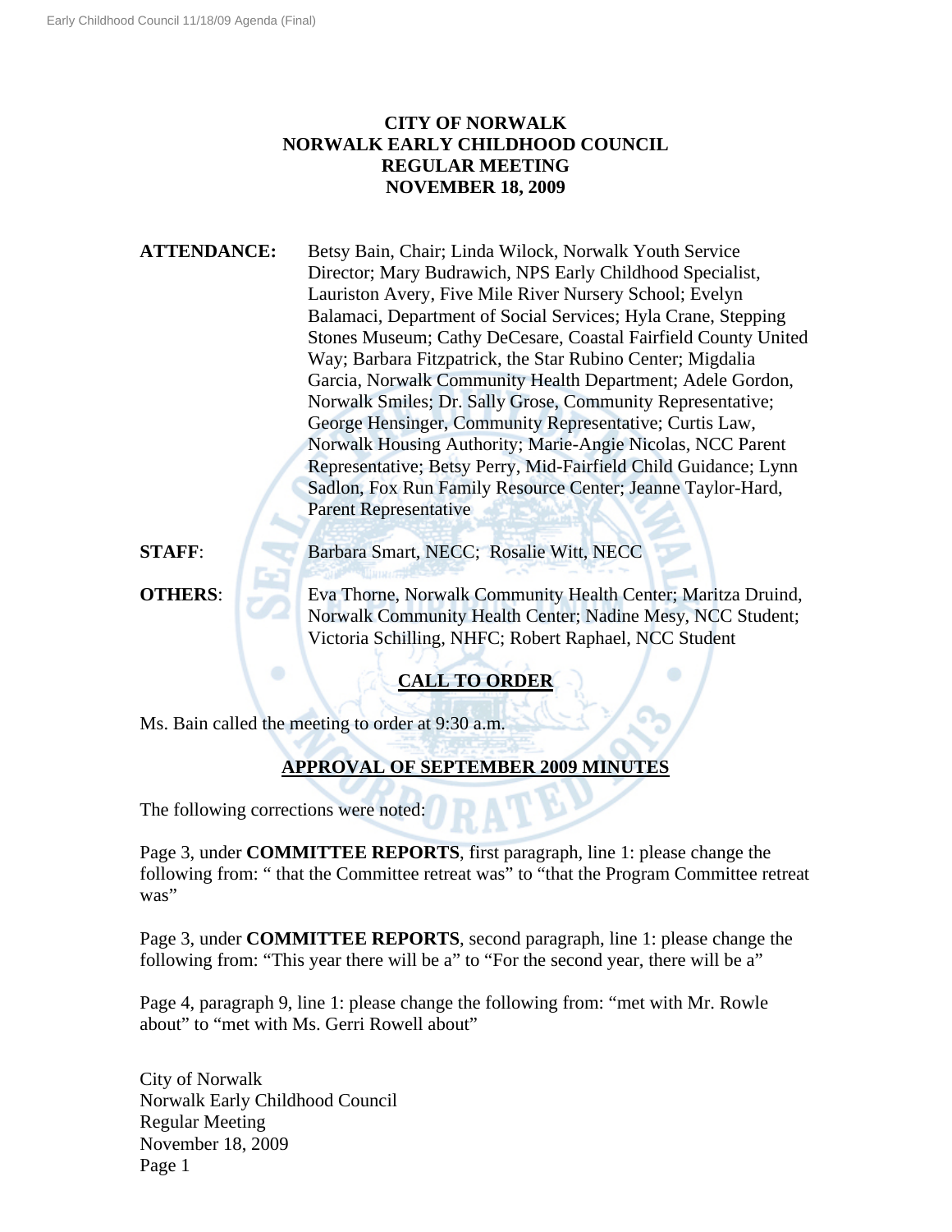**CITY OF NORWALK**
**NORWALK EARLY CHILDHOOD COUNCIL**
**REGULAR MEETING**
**NOVEMBER 18, 2009**

**ATTENDANCE:** Betsy Bain, Chair; Linda Wilock, Norwalk Youth Service Director; Mary Budrawich, NPS Early Childhood Specialist, Lauriston Avery, Five Mile River Nursery School; Evelyn Balamaci, Department of Social Services; Hyla Crane, Stepping Stones Museum; Cathy DeCesare, Coastal Fairfield County United Way; Barbara Fitzpatrick, the Star Rubino Center; Migdalia Garcia, Norwalk Community Health Department; Adele Gordon, Norwalk Smiles; Dr. Sally Grose, Community Representative; George Hensinger, Community Representative; Curtis Law, Norwalk Housing Authority; Marie-Angie Nicolas, NCC Parent Representative; Betsy Perry, Mid-Fairfield Child Guidance; Lynn Sadlon, Fox Run Family Resource Center; Jeanne Taylor-Hard, Parent Representative

**STAFF**: Barbara Smart, NECC; Rosalie Witt, NECC

**OTHERS**: Eva Thorne, Norwalk Community Health Center; Maritza Druind, Norwalk Community Health Center; Nadine Mesy, NCC Student; Victoria Schilling, NHFC; Robert Raphael, NCC Student

## CALL TO ORDER

Ms. Bain called the meeting to order at 9:30 a.m.

## APPROVAL OF SEPTEMBER 2009 MINUTES

The following corrections were noted:

Page 3, under **COMMITTEE REPORTS**, first paragraph, line 1: please change the following from: " that the Committee retreat was" to "that the Program Committee retreat was"

Page 3, under **COMMITTEE REPORTS**, second paragraph, line 1: please change the following from: "This year there will be a" to "For the second year, there will be a"

Page 4, paragraph 9, line 1: please change the following from: "met with Mr. Rowle about" to "met with Ms. Gerri Rowell about"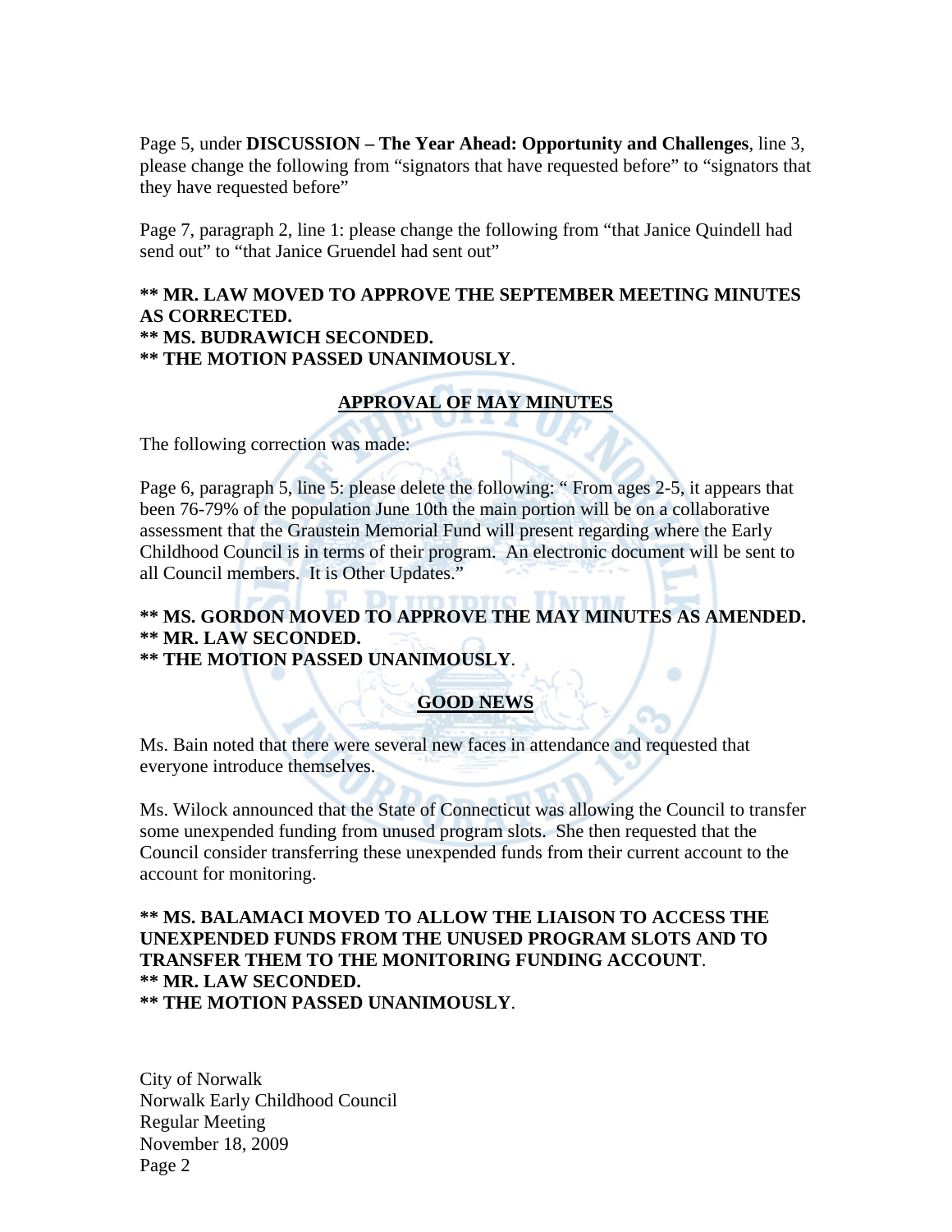Page 5, under **DISCUSSION – The Year Ahead: Opportunity and Challenges**, line 3, please change the following from "signators that have requested before" to "signators that they have requested before"

Page 7, paragraph 2, line 1: please change the following from "that Janice Quindell had send out" to "that Janice Gruendel had sent out"

**\*\* MR. LAW MOVED TO APPROVE THE SEPTEMBER MEETING MINUTES AS CORRECTED.**
**\*\* MS. BUDRAWICH SECONDED.**
**\*\* THE MOTION PASSED UNANIMOUSLY**.

## APPROVAL OF MAY MINUTES

The following correction was made:

Page 6, paragraph 5, line 5: please delete the following: " From ages 2-5, it appears that been 76-79% of the population June 10th the main portion will be on a collaborative assessment that the Graustein Memorial Fund will present regarding where the Early Childhood Council is in terms of their program. An electronic document will be sent to all Council members. It is Other Updates."

**\*\* MS. GORDON MOVED TO APPROVE THE MAY MINUTES AS AMENDED.**
**\*\* MR. LAW SECONDED.**
**\*\* THE MOTION PASSED UNANIMOUSLY**.

## GOOD NEWS

Ms. Bain noted that there were several new faces in attendance and requested that everyone introduce themselves.

Ms. Wilock announced that the State of Connecticut was allowing the Council to transfer some unexpended funding from unused program slots. She then requested that the Council consider transferring these unexpended funds from their current account to the account for monitoring.

**\*\* MS. BALAMACI MOVED TO ALLOW THE LIAISON TO ACCESS THE UNEXPENDED FUNDS FROM THE UNUSED PROGRAM SLOTS AND TO TRANSFER THEM TO THE MONITORING FUNDING ACCOUNT**.
**\*\* MR. LAW SECONDED.**
**\*\* THE MOTION PASSED UNANIMOUSLY**.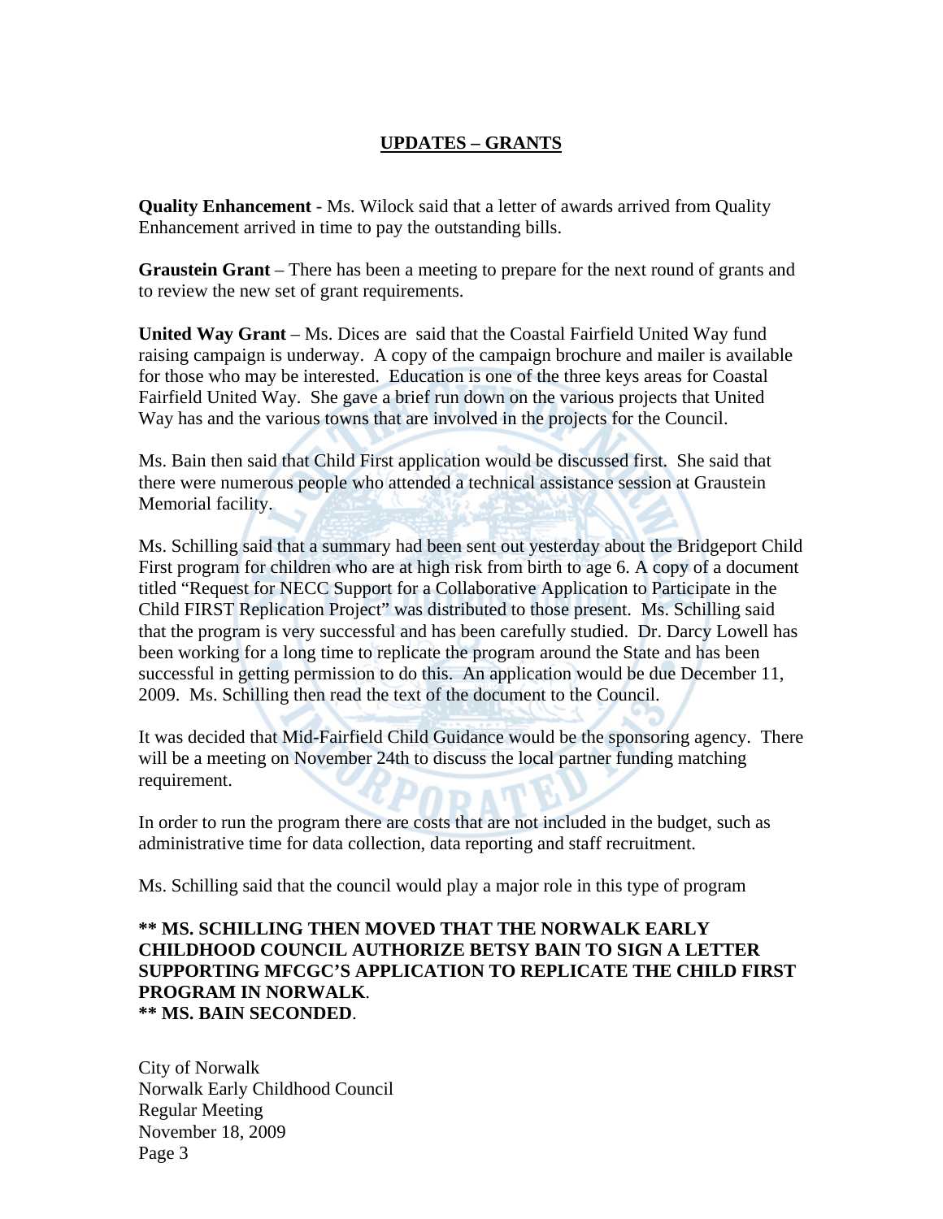## UPDATES – GRANTS

**Quality Enhancement** - Ms. Wilock said that a letter of awards arrived from Quality Enhancement arrived in time to pay the outstanding bills.

**Graustein Grant** – There has been a meeting to prepare for the next round of grants and to review the new set of grant requirements.

**United Way Grant** – Ms. Dices are said that the Coastal Fairfield United Way fund raising campaign is underway. A copy of the campaign brochure and mailer is available for those who may be interested. Education is one of the three keys areas for Coastal Fairfield United Way. She gave a brief run down on the various projects that United Way has and the various towns that are involved in the projects for the Council.

Ms. Bain then said that Child First application would be discussed first. She said that there were numerous people who attended a technical assistance session at Graustein Memorial facility.

Ms. Schilling said that a summary had been sent out yesterday about the Bridgeport Child First program for children who are at high risk from birth to age 6. A copy of a document titled "Request for NECC Support for a Collaborative Application to Participate in the Child FIRST Replication Project" was distributed to those present. Ms. Schilling said that the program is very successful and has been carefully studied. Dr. Darcy Lowell has been working for a long time to replicate the program around the State and has been successful in getting permission to do this. An application would be due December 11, 2009. Ms. Schilling then read the text of the document to the Council.

It was decided that Mid-Fairfield Child Guidance would be the sponsoring agency. There will be a meeting on November 24th to discuss the local partner funding matching requirement.

In order to run the program there are costs that are not included in the budget, such as administrative time for data collection, data reporting and staff recruitment.

Ms. Schilling said that the council would play a major role in this type of program

**\*\* MS. SCHILLING THEN MOVED THAT THE NORWALK EARLY CHILDHOOD COUNCIL AUTHORIZE BETSY BAIN TO SIGN A LETTER SUPPORTING MFCGC'S APPLICATION TO REPLICATE THE CHILD FIRST PROGRAM IN NORWALK**.
**\*\* MS. BAIN SECONDED**.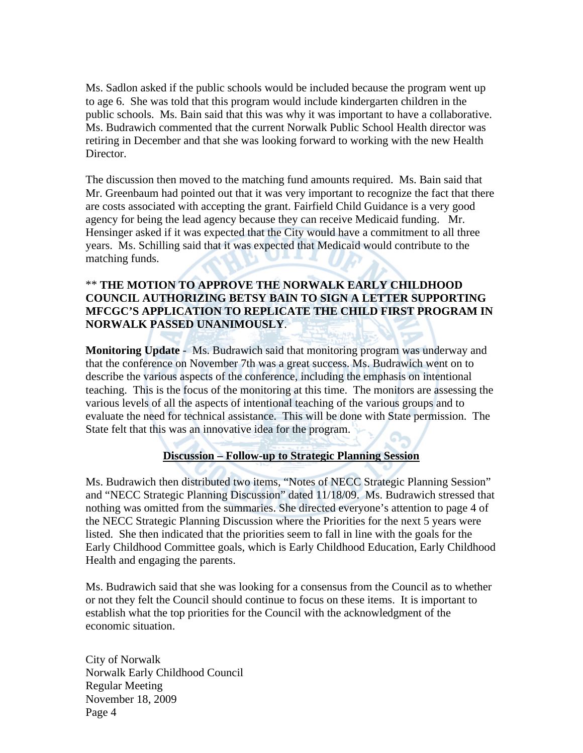Ms. Sadlon asked if the public schools would be included because the program went up to age 6. She was told that this program would include kindergarten children in the public schools. Ms. Bain said that this was why it was important to have a collaborative. Ms. Budrawich commented that the current Norwalk Public School Health director was retiring in December and that she was looking forward to working with the new Health Director.

The discussion then moved to the matching fund amounts required. Ms. Bain said that Mr. Greenbaum had pointed out that it was very important to recognize the fact that there are costs associated with accepting the grant. Fairfield Child Guidance is a very good agency for being the lead agency because they can receive Medicaid funding. Mr. Hensinger asked if it was expected that the City would have a commitment to all three years. Ms. Schilling said that it was expected that Medicaid would contribute to the matching funds.

** **THE MOTION TO APPROVE THE NORWALK EARLY CHILDHOOD COUNCIL AUTHORIZING BETSY BAIN TO SIGN A LETTER SUPPORTING MFCGC'S APPLICATION TO REPLICATE THE CHILD FIRST PROGRAM IN NORWALK PASSED UNANIMOUSLY**.

**Monitoring Update** - Ms. Budrawich said that monitoring program was underway and that the conference on November 7th was a great success. Ms. Budrawich went on to describe the various aspects of the conference, including the emphasis on intentional teaching. This is the focus of the monitoring at this time. The monitors are assessing the various levels of all the aspects of intentional teaching of the various groups and to evaluate the need for technical assistance. This will be done with State permission. The State felt that this was an innovative idea for the program.

## Discussion – Follow-up to Strategic Planning Session

Ms. Budrawich then distributed two items, "Notes of NECC Strategic Planning Session" and "NECC Strategic Planning Discussion" dated 11/18/09. Ms. Budrawich stressed that nothing was omitted from the summaries. She directed everyone's attention to page 4 of the NECC Strategic Planning Discussion where the Priorities for the next 5 years were listed. She then indicated that the priorities seem to fall in line with the goals for the Early Childhood Committee goals, which is Early Childhood Education, Early Childhood Health and engaging the parents.

Ms. Budrawich said that she was looking for a consensus from the Council as to whether or not they felt the Council should continue to focus on these items. It is important to establish what the top priorities for the Council with the acknowledgment of the economic situation.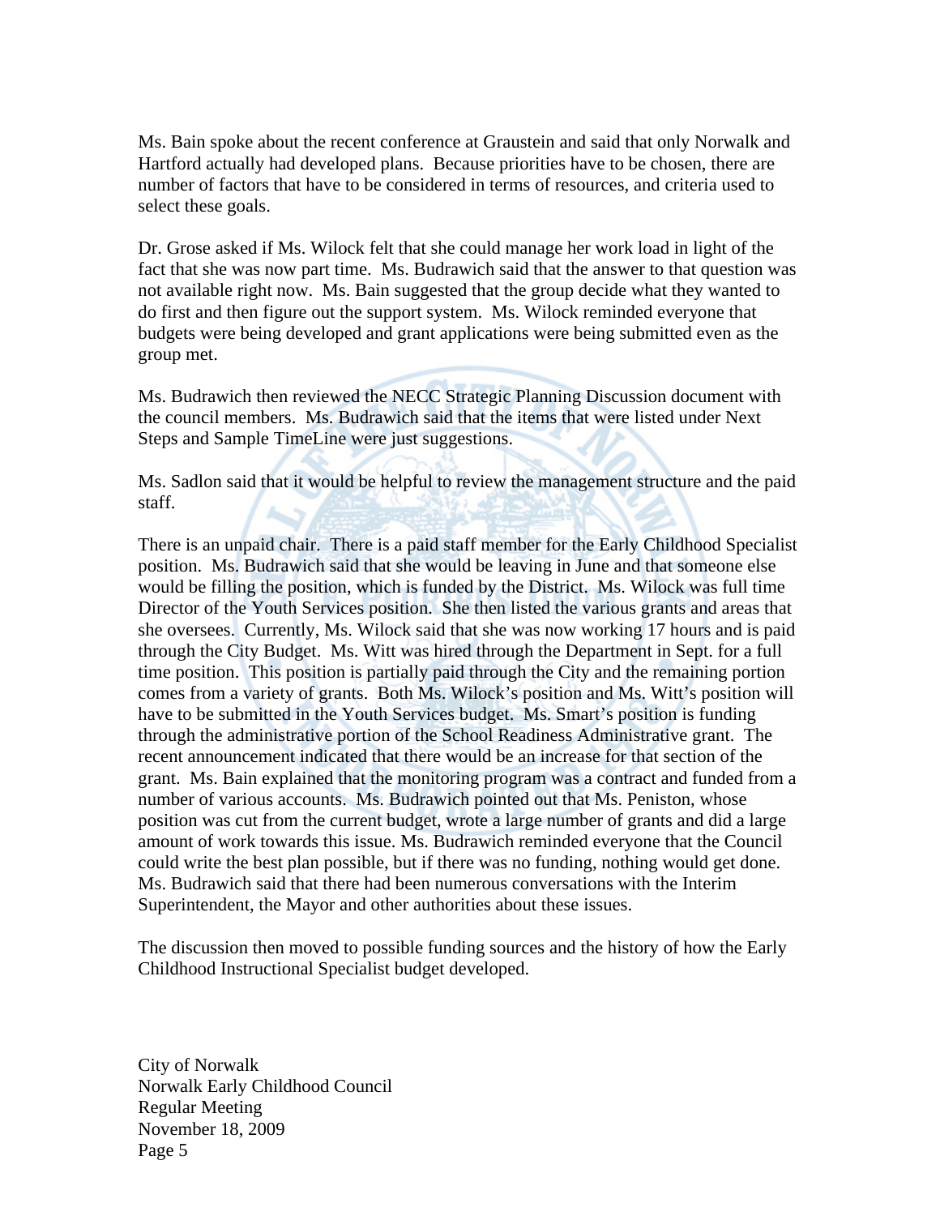Ms. Bain spoke about the recent conference at Graustein and said that only Norwalk and Hartford actually had developed plans. Because priorities have to be chosen, there are number of factors that have to be considered in terms of resources, and criteria used to select these goals.

Dr. Grose asked if Ms. Wilock felt that she could manage her work load in light of the fact that she was now part time. Ms. Budrawich said that the answer to that question was not available right now. Ms. Bain suggested that the group decide what they wanted to do first and then figure out the support system. Ms. Wilock reminded everyone that budgets were being developed and grant applications were being submitted even as the group met.

Ms. Budrawich then reviewed the NECC Strategic Planning Discussion document with the council members. Ms. Budrawich said that the items that were listed under Next Steps and Sample TimeLine were just suggestions.

Ms. Sadlon said that it would be helpful to review the management structure and the paid staff.

There is an unpaid chair. There is a paid staff member for the Early Childhood Specialist position. Ms. Budrawich said that she would be leaving in June and that someone else would be filling the position, which is funded by the District. Ms. Wilock was full time Director of the Youth Services position. She then listed the various grants and areas that she oversees. Currently, Ms. Wilock said that she was now working 17 hours and is paid through the City Budget. Ms. Witt was hired through the Department in Sept. for a full time position. This position is partially paid through the City and the remaining portion comes from a variety of grants. Both Ms. Wilock's position and Ms. Witt's position will have to be submitted in the Youth Services budget. Ms. Smart's position is funding through the administrative portion of the School Readiness Administrative grant. The recent announcement indicated that there would be an increase for that section of the grant. Ms. Bain explained that the monitoring program was a contract and funded from a number of various accounts. Ms. Budrawich pointed out that Ms. Peniston, whose position was cut from the current budget, wrote a large number of grants and did a large amount of work towards this issue. Ms. Budrawich reminded everyone that the Council could write the best plan possible, but if there was no funding, nothing would get done. Ms. Budrawich said that there had been numerous conversations with the Interim Superintendent, the Mayor and other authorities about these issues.

The discussion then moved to possible funding sources and the history of how the Early Childhood Instructional Specialist budget developed.

City of Norwalk
Norwalk Early Childhood Council
Regular Meeting
November 18, 2009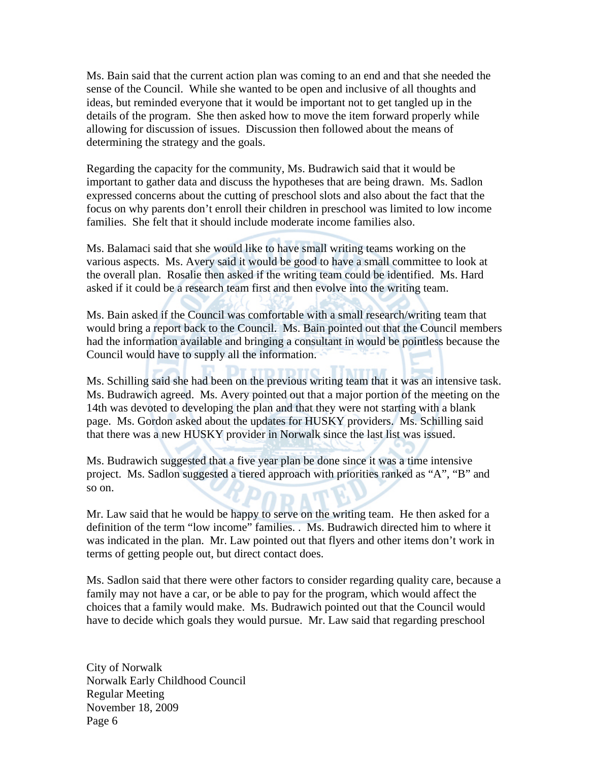Ms. Bain said that the current action plan was coming to an end and that she needed the sense of the Council. While she wanted to be open and inclusive of all thoughts and ideas, but reminded everyone that it would be important not to get tangled up in the details of the program. She then asked how to move the item forward properly while allowing for discussion of issues. Discussion then followed about the means of determining the strategy and the goals.

Regarding the capacity for the community, Ms. Budrawich said that it would be important to gather data and discuss the hypotheses that are being drawn. Ms. Sadlon expressed concerns about the cutting of preschool slots and also about the fact that the focus on why parents don't enroll their children in preschool was limited to low income families. She felt that it should include moderate income families also.

Ms. Balamaci said that she would like to have small writing teams working on the various aspects. Ms. Avery said it would be good to have a small committee to look at the overall plan. Rosalie then asked if the writing team could be identified. Ms. Hard asked if it could be a research team first and then evolve into the writing team.

Ms. Bain asked if the Council was comfortable with a small research/writing team that would bring a report back to the Council. Ms. Bain pointed out that the Council members had the information available and bringing a consultant in would be pointless because the Council would have to supply all the information.

Ms. Schilling said she had been on the previous writing team that it was an intensive task. Ms. Budrawich agreed. Ms. Avery pointed out that a major portion of the meeting on the 14th was devoted to developing the plan and that they were not starting with a blank page. Ms. Gordon asked about the updates for HUSKY providers. Ms. Schilling said that there was a new HUSKY provider in Norwalk since the last list was issued.

Ms. Budrawich suggested that a five year plan be done since it was a time intensive project. Ms. Sadlon suggested a tiered approach with priorities ranked as "A", "B" and so on.

Mr. Law said that he would be happy to serve on the writing team. He then asked for a definition of the term "low income" families. . Ms. Budrawich directed him to where it was indicated in the plan. Mr. Law pointed out that flyers and other items don't work in terms of getting people out, but direct contact does.

Ms. Sadlon said that there were other factors to consider regarding quality care, because a family may not have a car, or be able to pay for the program, which would affect the choices that a family would make. Ms. Budrawich pointed out that the Council would have to decide which goals they would pursue. Mr. Law said that regarding preschool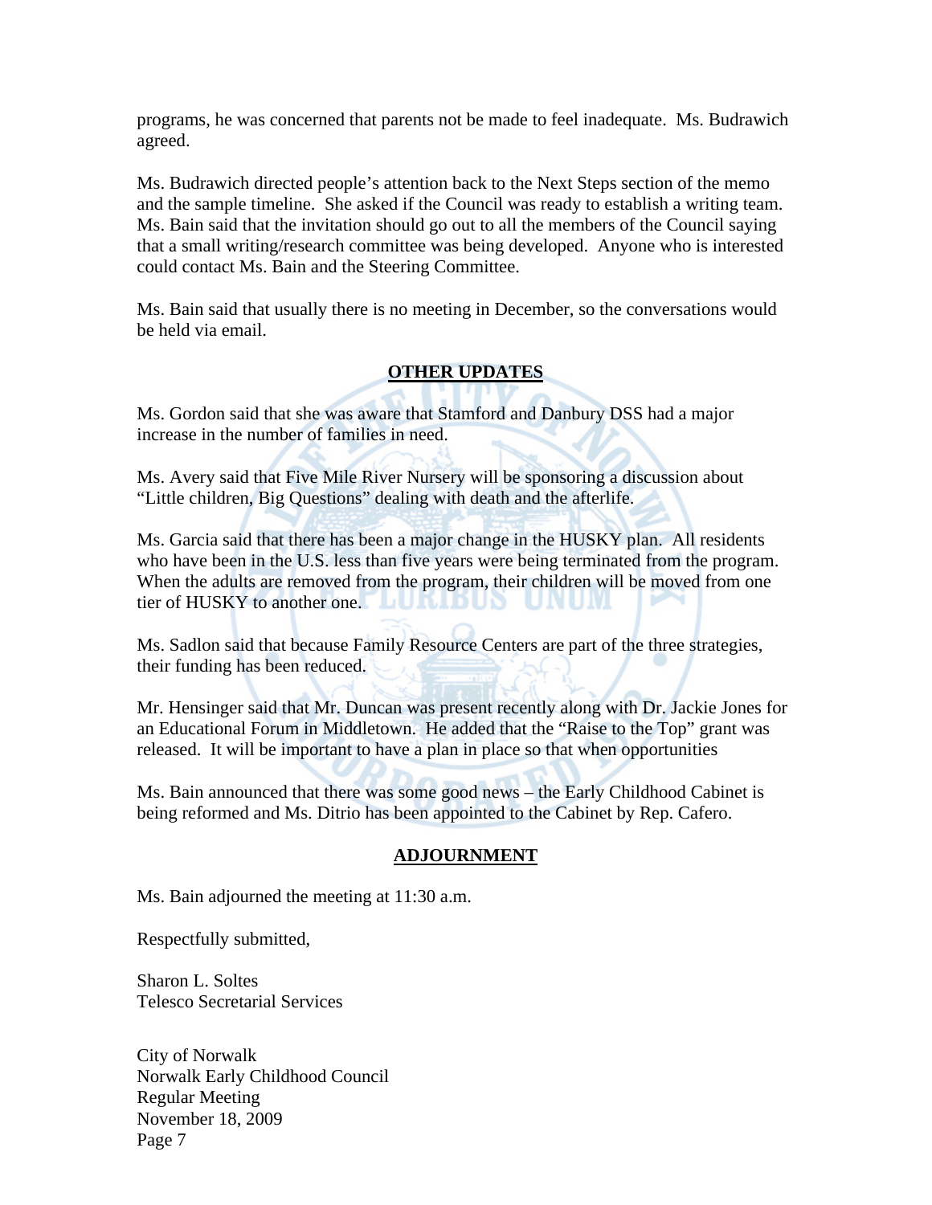programs, he was concerned that parents not be made to feel inadequate. Ms. Budrawich agreed.

Ms. Budrawich directed people's attention back to the Next Steps section of the memo and the sample timeline. She asked if the Council was ready to establish a writing team. Ms. Bain said that the invitation should go out to all the members of the Council saying that a small writing/research committee was being developed. Anyone who is interested could contact Ms. Bain and the Steering Committee.

Ms. Bain said that usually there is no meeting in December, so the conversations would be held via email.

## OTHER UPDATES

Ms. Gordon said that she was aware that Stamford and Danbury DSS had a major increase in the number of families in need.

Ms. Avery said that Five Mile River Nursery will be sponsoring a discussion about "Little children, Big Questions" dealing with death and the afterlife.

Ms. Garcia said that there has been a major change in the HUSKY plan. All residents who have been in the U.S. less than five years were being terminated from the program. When the adults are removed from the program, their children will be moved from one tier of HUSKY to another one.

Ms. Sadlon said that because Family Resource Centers are part of the three strategies, their funding has been reduced.

Mr. Hensinger said that Mr. Duncan was present recently along with Dr. Jackie Jones for an Educational Forum in Middletown. He added that the "Raise to the Top" grant was released. It will be important to have a plan in place so that when opportunities

Ms. Bain announced that there was some good news – the Early Childhood Cabinet is being reformed and Ms. Ditrio has been appointed to the Cabinet by Rep. Cafero.

## ADJOURNMENT

Ms. Bain adjourned the meeting at 11:30 a.m.

Respectfully submitted,

Sharon L. Soltes
Telesco Secretarial Services